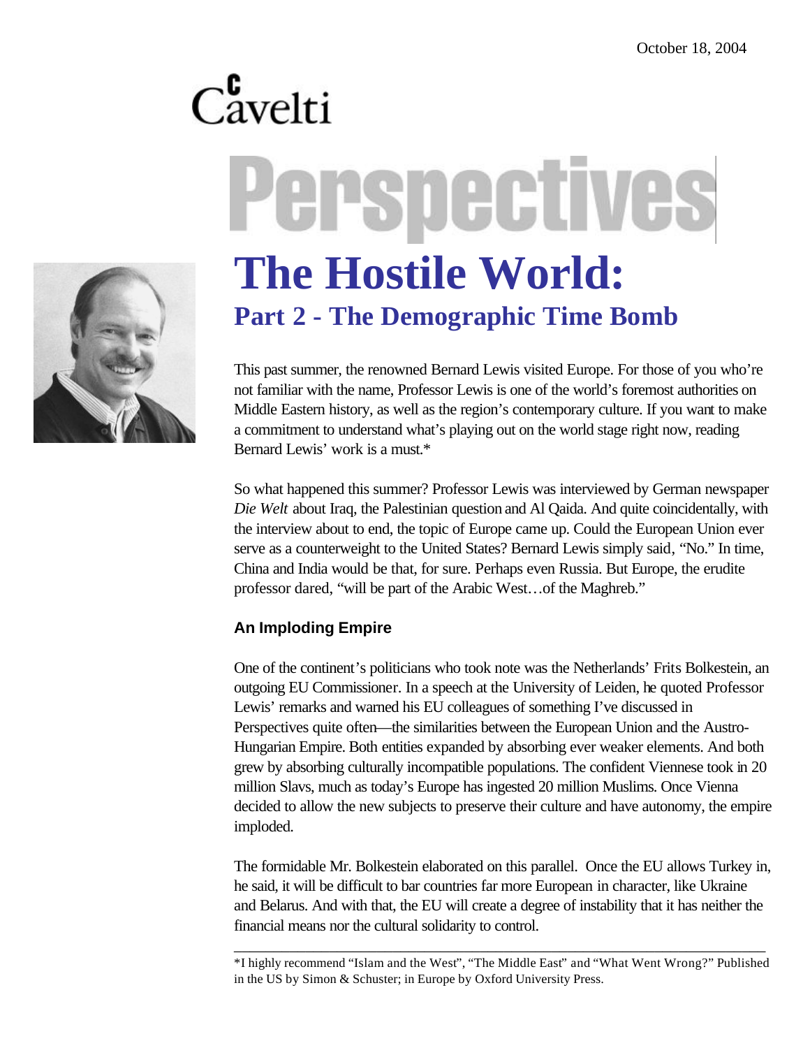October 18, 2004

Cavelti

# Perspectives

# The Hostile World:

## Part 2 - The Demographic Time Bomb

This past summer, the renowned Bernard Lewis visited Europe. For those of you who're not familiar with the name, Professor Lewis is one of the world's foremost authorities on Middle Eastern history, as well as the region's contemporary culture. If you want to make a commitment to understand what's playing out on the world stage right now, reading Bernard Lewis' work is a must.*

So what happened this summer? Professor Lewis was interviewed by German newspaper *Die Welt* about Iraq, the Palestinian question and Al Qaida. And quite coincidentally, with the interview about to end, the topic of Europe came up. Could the European Union ever serve as a counterweight to the United States? Bernard Lewis simply said, "No." In time, China and India would be that, for sure. Perhaps even Russia. But Europe, the erudite professor dared, "will be part of the Arabic West…of the Maghreb."

### An Imploding Empire

One of the continent's politicians who took note was the Netherlands' Frits Bolkestein, an outgoing EU Commissioner. In a speech at the University of Leiden, he quoted Professor Lewis' remarks and warned his EU colleagues of something I've discussed in Perspectives quite often—the similarities between the European Union and the Austro-Hungarian Empire. Both entities expanded by absorbing ever weaker elements. And both grew by absorbing culturally incompatible populations. The confident Viennese took in 20 million Slavs, much as today's Europe has ingested 20 million Muslims. Once Vienna decided to allow the new subjects to preserve their culture and have autonomy, the empire imploded.

The formidable Mr. Bolkestein elaborated on this parallel. Once the EU allows Turkey in, he said, it will be difficult to bar countries far more European in character, like Ukraine and Belarus. And with that, the EU will create a degree of instability that it has neither the financial means nor the cultural solidarity to control.

---

*I highly recommend "Islam and the West", "The Middle East" and "What Went Wrong?" Published in the US by Simon & Schuster; in Europe by Oxford University Press.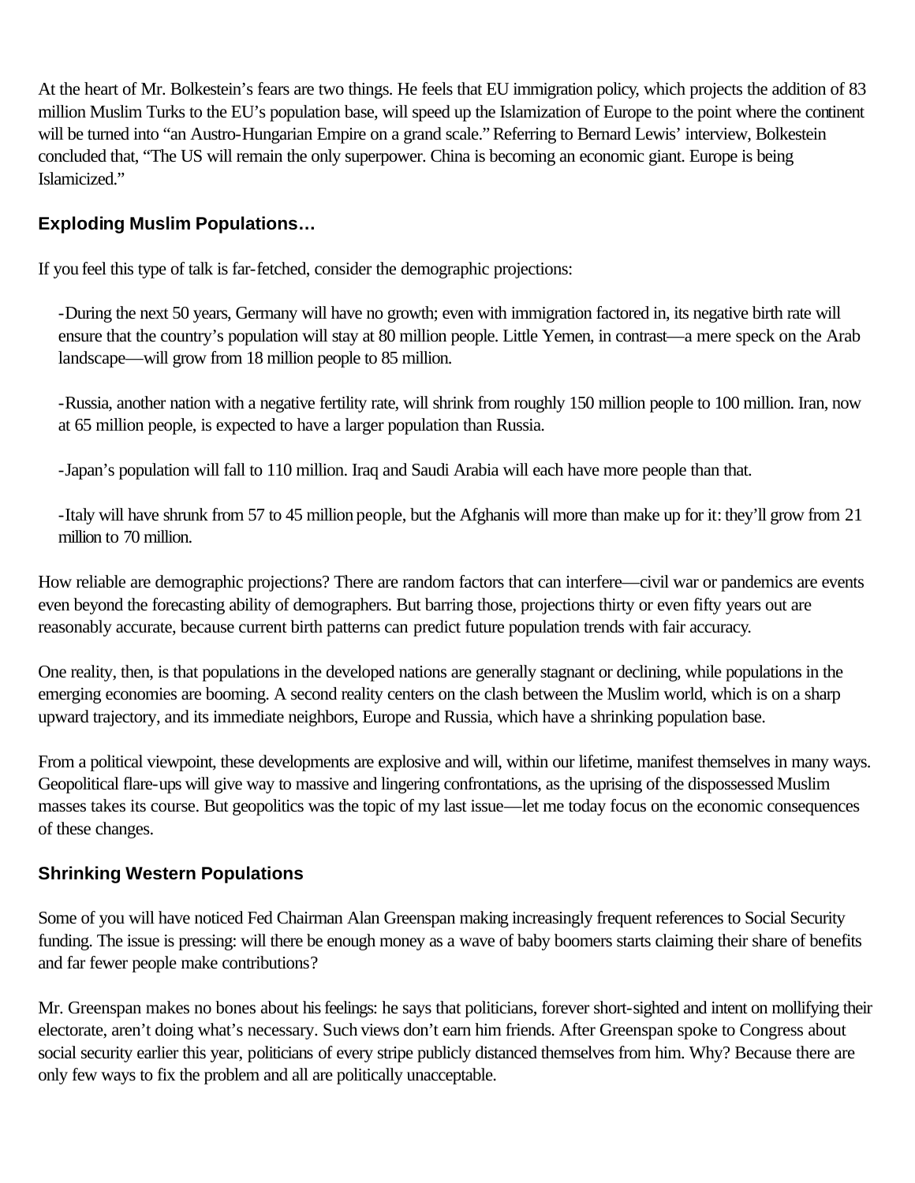At the heart of Mr. Bolkestein's fears are two things. He feels that EU immigration policy, which projects the addition of 83 million Muslim Turks to the EU's population base, will speed up the Islamization of Europe to the point where the continent will be turned into "an Austro-Hungarian Empire on a grand scale." Referring to Bernard Lewis' interview, Bolkestein concluded that, "The US will remain the only superpower. China is becoming an economic giant. Europe is being Islamicized."

### Exploding Muslim Populations…

If you feel this type of talk is far-fetched, consider the demographic projections:

-During the next 50 years, Germany will have no growth; even with immigration factored in, its negative birth rate will ensure that the country's population will stay at 80 million people. Little Yemen, in contrast—a mere speck on the Arab landscape—will grow from 18 million people to 85 million.

-Russia, another nation with a negative fertility rate, will shrink from roughly 150 million people to 100 million. Iran, now at 65 million people, is expected to have a larger population than Russia.

-Japan's population will fall to 110 million. Iraq and Saudi Arabia will each have more people than that.

-Italy will have shrunk from 57 to 45 million people, but the Afghanis will more than make up for it: they'll grow from 21 million to 70 million.

How reliable are demographic projections? There are random factors that can interfere—civil war or pandemics are events even beyond the forecasting ability of demographers. But barring those, projections thirty or even fifty years out are reasonably accurate, because current birth patterns can predict future population trends with fair accuracy.

One reality, then, is that populations in the developed nations are generally stagnant or declining, while populations in the emerging economies are booming. A second reality centers on the clash between the Muslim world, which is on a sharp upward trajectory, and its immediate neighbors, Europe and Russia, which have a shrinking population base.

From a political viewpoint, these developments are explosive and will, within our lifetime, manifest themselves in many ways. Geopolitical flare-ups will give way to massive and lingering confrontations, as the uprising of the dispossessed Muslim masses takes its course. But geopolitics was the topic of my last issue—let me today focus on the economic consequences of these changes.

### Shrinking Western Populations

Some of you will have noticed Fed Chairman Alan Greenspan making increasingly frequent references to Social Security funding. The issue is pressing: will there be enough money as a wave of baby boomers starts claiming their share of benefits and far fewer people make contributions?

Mr. Greenspan makes no bones about his feelings: he says that politicians, forever short-sighted and intent on mollifying their electorate, aren't doing what's necessary. Such views don't earn him friends. After Greenspan spoke to Congress about social security earlier this year, politicians of every stripe publicly distanced themselves from him. Why? Because there are only few ways to fix the problem and all are politically unacceptable.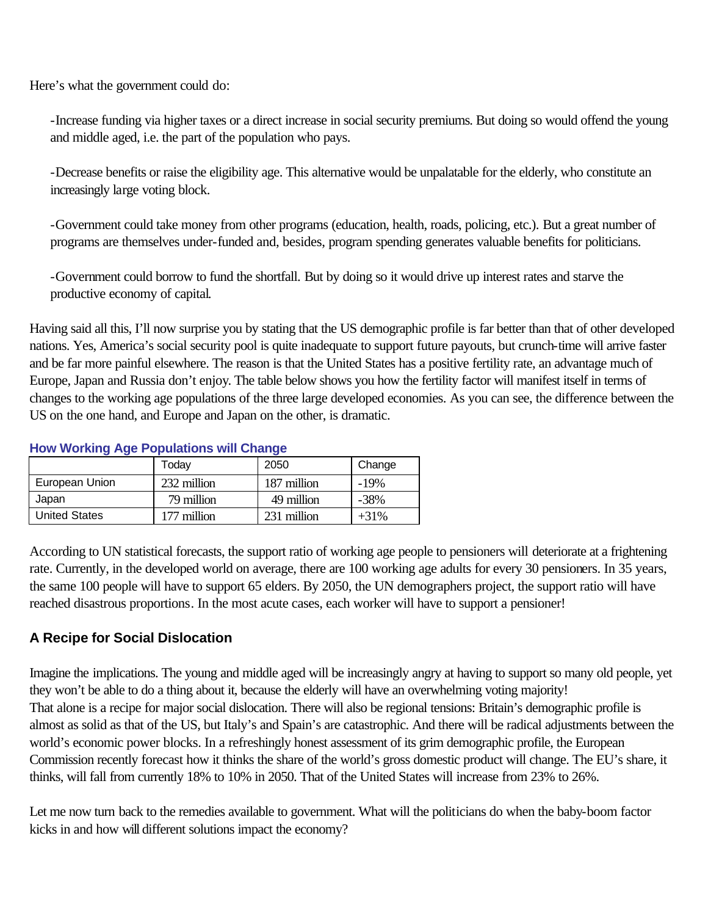Here's what the government could do:

- Increase funding via higher taxes or a direct increase in social security premiums. But doing so would offend the young and middle aged, i.e. the part of the population who pays.

- Decrease benefits or raise the eligibility age. This alternative would be unpalatable for the elderly, who constitute an increasingly large voting block.

- Government could take money from other programs (education, health, roads, policing, etc.). But a great number of programs are themselves under-funded and, besides, program spending generates valuable benefits for politicians.

- Government could borrow to fund the shortfall. But by doing so it would drive up interest rates and starve the productive economy of capital.

Having said all this, I'll now surprise you by stating that the US demographic profile is far better than that of other developed nations. Yes, America's social security pool is quite inadequate to support future payouts, but crunch-time will arrive faster and be far more painful elsewhere. The reason is that the United States has a positive fertility rate, an advantage much of Europe, Japan and Russia don't enjoy. The table below shows you how the fertility factor will manifest itself in terms of changes to the working age populations of the three large developed economies. As you can see, the difference between the US on the one hand, and Europe and Japan on the other, is dramatic.

**How Working Age Populations will Change**

| | Today | 2050 | Change |
|---|---|---|---|
| European Union | 232 million | 187 million | -19% |
| Japan | 79 million | 49 million | -38% |
| United States | 177 million | 231 million | +31% |

According to UN statistical forecasts, the support ratio of working age people to pensioners will deteriorate at a frightening rate. Currently, in the developed world on average, there are 100 working age adults for every 30 pensioners. In 35 years, the same 100 people will have to support 65 elders. By 2050, the UN demographers project, the support ratio will have reached disastrous proportions. In the most acute cases, each worker will have to support a pensioner!

## A Recipe for Social Dislocation

Imagine the implications. The young and middle aged will be increasingly angry at having to support so many old people, yet they won't be able to do a thing about it, because the elderly will have an overwhelming voting majority!
That alone is a recipe for major social dislocation. There will also be regional tensions: Britain's demographic profile is almost as solid as that of the US, but Italy's and Spain's are catastrophic. And there will be radical adjustments between the world's economic power blocks. In a refreshingly honest assessment of its grim demographic profile, the European Commission recently forecast how it thinks the share of the world's gross domestic product will change. The EU's share, it thinks, will fall from currently 18% to 10% in 2050. That of the United States will increase from 23% to 26%.

Let me now turn back to the remedies available to government. What will the politicians do when the baby-boom factor kicks in and how will different solutions impact the economy?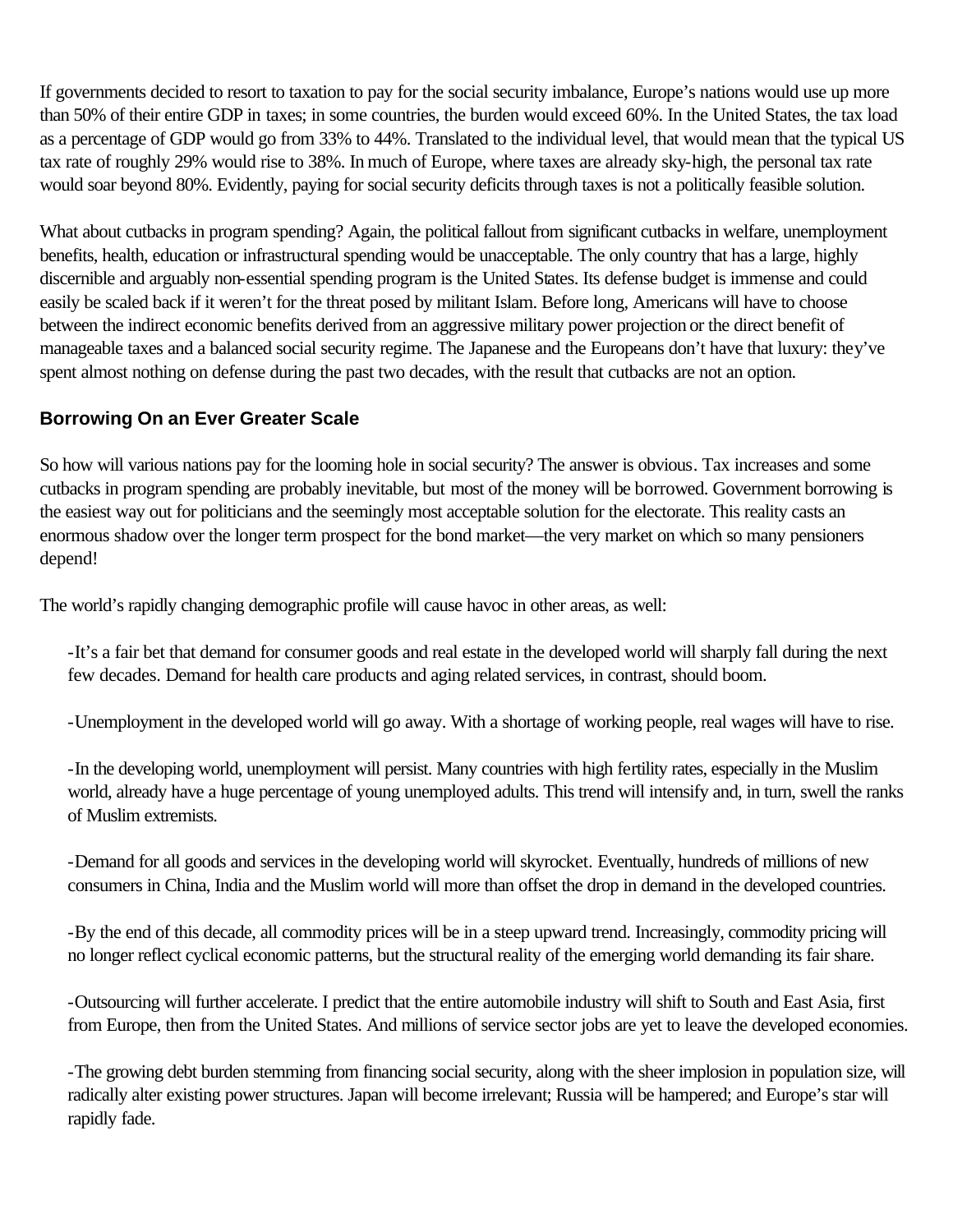If governments decided to resort to taxation to pay for the social security imbalance, Europe's nations would use up more than 50% of their entire GDP in taxes; in some countries, the burden would exceed 60%. In the United States, the tax load as a percentage of GDP would go from 33% to 44%. Translated to the individual level, that would mean that the typical US tax rate of roughly 29% would rise to 38%. In much of Europe, where taxes are already sky-high, the personal tax rate would soar beyond 80%. Evidently, paying for social security deficits through taxes is not a politically feasible solution.

What about cutbacks in program spending? Again, the political fallout from significant cutbacks in welfare, unemployment benefits, health, education or infrastructural spending would be unacceptable. The only country that has a large, highly discernible and arguably non-essential spending program is the United States. Its defense budget is immense and could easily be scaled back if it weren't for the threat posed by militant Islam. Before long, Americans will have to choose between the indirect economic benefits derived from an aggressive military power projection or the direct benefit of manageable taxes and a balanced social security regime. The Japanese and the Europeans don't have that luxury: they've spent almost nothing on defense during the past two decades, with the result that cutbacks are not an option.

### Borrowing On an Ever Greater Scale

So how will various nations pay for the looming hole in social security? The answer is obvious. Tax increases and some cutbacks in program spending are probably inevitable, but most of the money will be borrowed. Government borrowing is the easiest way out for politicians and the seemingly most acceptable solution for the electorate. This reality casts an enormous shadow over the longer term prospect for the bond market—the very market on which so many pensioners depend!

The world's rapidly changing demographic profile will cause havoc in other areas, as well:

- It's a fair bet that demand for consumer goods and real estate in the developed world will sharply fall during the next few decades. Demand for health care products and aging related services, in contrast, should boom.

- Unemployment in the developed world will go away. With a shortage of working people, real wages will have to rise.

- In the developing world, unemployment will persist. Many countries with high fertility rates, especially in the Muslim world, already have a huge percentage of young unemployed adults. This trend will intensify and, in turn, swell the ranks of Muslim extremists.

- Demand for all goods and services in the developing world will skyrocket. Eventually, hundreds of millions of new consumers in China, India and the Muslim world will more than offset the drop in demand in the developed countries.

- By the end of this decade, all commodity prices will be in a steep upward trend. Increasingly, commodity pricing will no longer reflect cyclical economic patterns, but the structural reality of the emerging world demanding its fair share.

- Outsourcing will further accelerate. I predict that the entire automobile industry will shift to South and East Asia, first from Europe, then from the United States. And millions of service sector jobs are yet to leave the developed economies.

- The growing debt burden stemming from financing social security, along with the sheer implosion in population size, will radically alter existing power structures. Japan will become irrelevant; Russia will be hampered; and Europe's star will rapidly fade.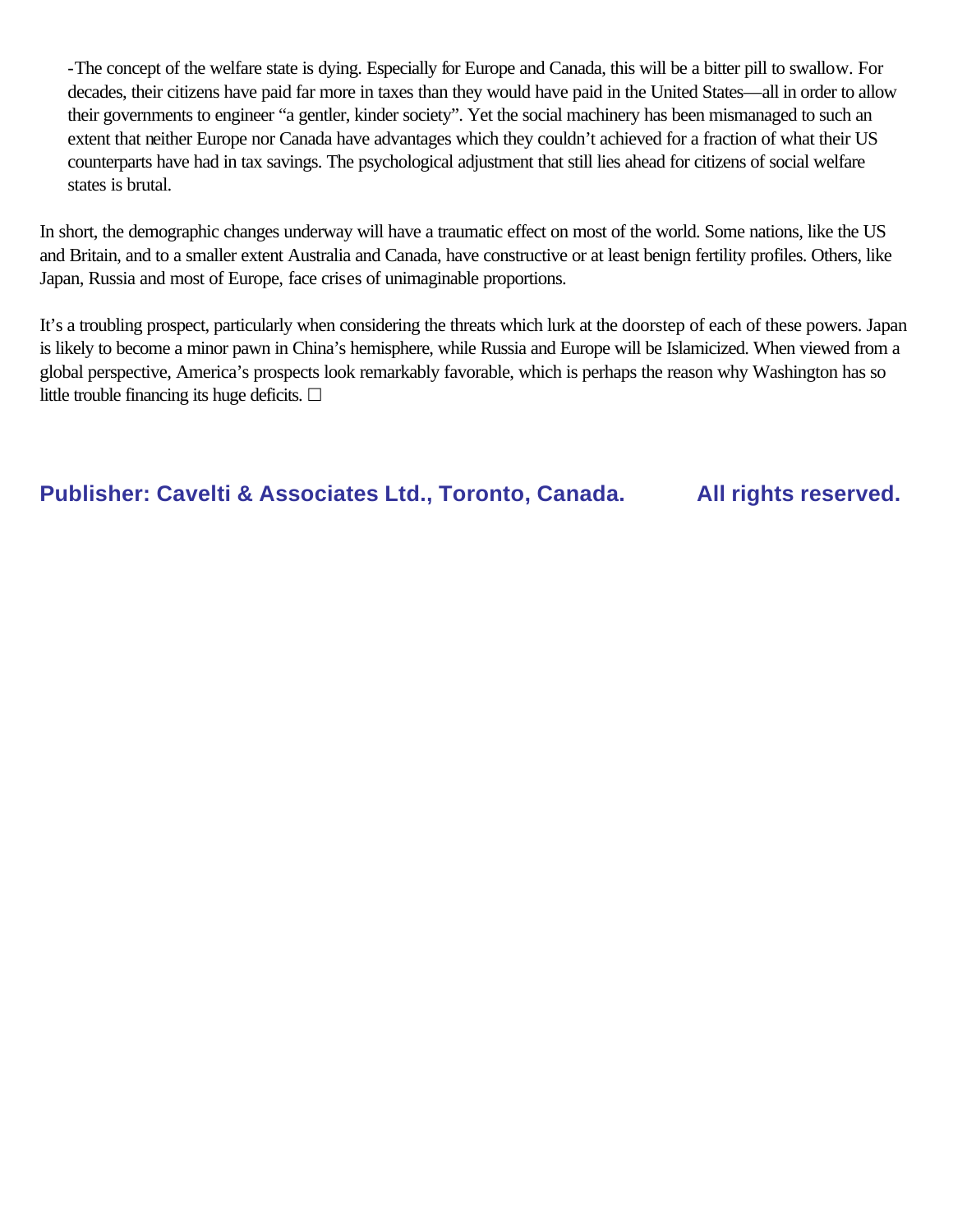- The concept of the welfare state is dying. Especially for Europe and Canada, this will be a bitter pill to swallow. For decades, their citizens have paid far more in taxes than they would have paid in the United States—all in order to allow their governments to engineer "a gentler, kinder society". Yet the social machinery has been mismanaged to such an extent that neither Europe nor Canada have advantages which they couldn't achieved for a fraction of what their US counterparts have had in tax savings. The psychological adjustment that still lies ahead for citizens of social welfare states is brutal.

In short, the demographic changes underway will have a traumatic effect on most of the world. Some nations, like the US and Britain, and to a smaller extent Australia and Canada, have constructive or at least benign fertility profiles. Others, like Japan, Russia and most of Europe, face crises of unimaginable proportions.

It's a troubling prospect, particularly when considering the threats which lurk at the doorstep of each of these powers. Japan is likely to become a minor pawn in China's hemisphere, while Russia and Europe will be Islamicized. When viewed from a global perspective, America's prospects look remarkably favorable, which is perhaps the reason why Washington has so little trouble financing its huge deficits. □

**Publisher: Cavelti & Associates Ltd., Toronto, Canada. All rights reserved.**